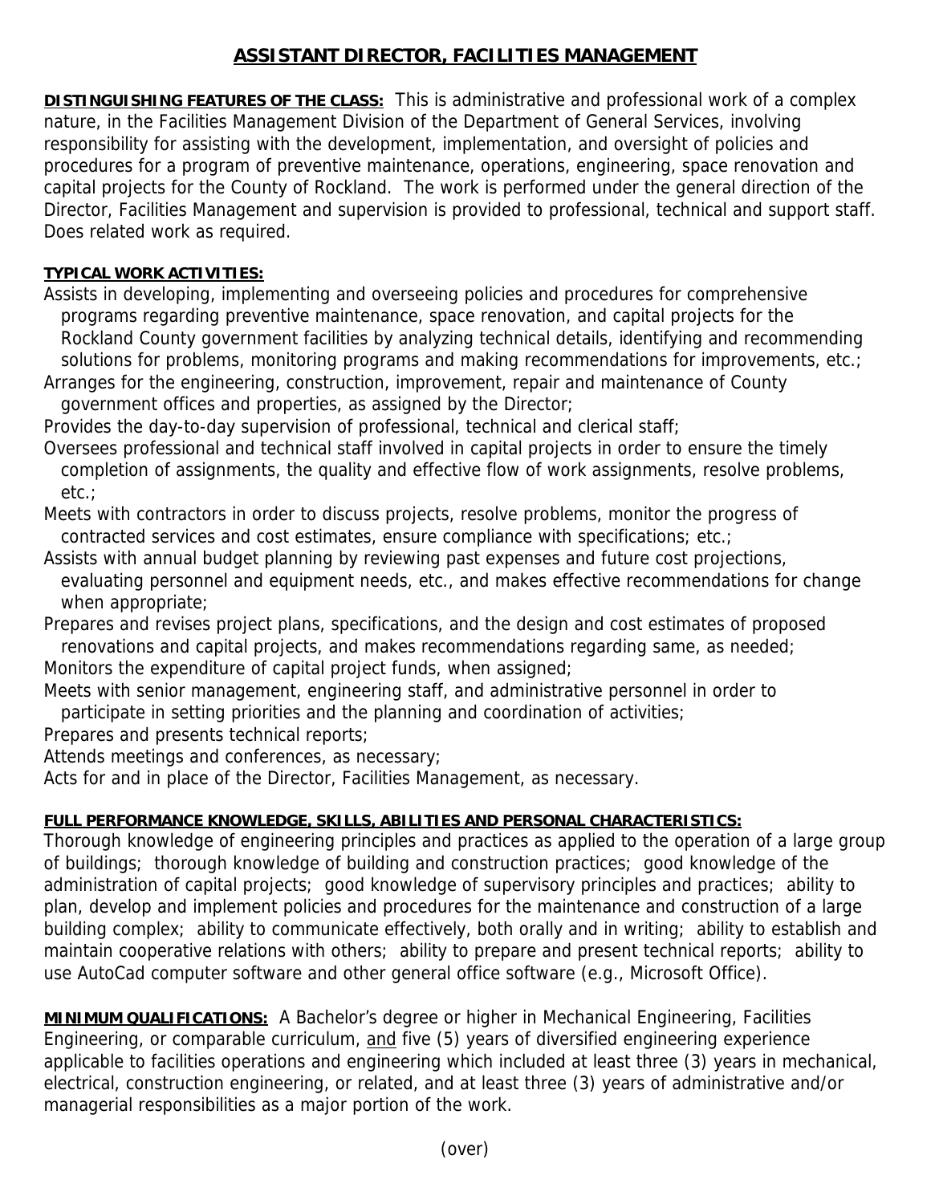# ASSISTANT DIRECTOR, FACILITIES MANAGEMENT

**DISTINGUISHING FEATURES OF THE CLASS:** This is administrative and professional work of a complex nature, in the Facilities Management Division of the Department of General Services, involving responsibility for assisting with the development, implementation, and oversight of policies and procedures for a program of preventive maintenance, operations, engineering, space renovation and capital projects for the County of Rockland. The work is performed under the general direction of the Director, Facilities Management and supervision is provided to professional, technical and support staff. Does related work as required.

**TYPICAL WORK ACTIVITIES:**

Assists in developing, implementing and overseeing policies and procedures for comprehensive programs regarding preventive maintenance, space renovation, and capital projects for the Rockland County government facilities by analyzing technical details, identifying and recommending solutions for problems, monitoring programs and making recommendations for improvements, etc.;

Arranges for the engineering, construction, improvement, repair and maintenance of County government offices and properties, as assigned by the Director;

Provides the day-to-day supervision of professional, technical and clerical staff;

Oversees professional and technical staff involved in capital projects in order to ensure the timely completion of assignments, the quality and effective flow of work assignments, resolve problems, etc.;

Meets with contractors in order to discuss projects, resolve problems, monitor the progress of contracted services and cost estimates, ensure compliance with specifications; etc.;

Assists with annual budget planning by reviewing past expenses and future cost projections, evaluating personnel and equipment needs, etc., and makes effective recommendations for change when appropriate;

Prepares and revises project plans, specifications, and the design and cost estimates of proposed renovations and capital projects, and makes recommendations regarding same, as needed;

Monitors the expenditure of capital project funds, when assigned;

Meets with senior management, engineering staff, and administrative personnel in order to participate in setting priorities and the planning and coordination of activities;

Prepares and presents technical reports;

Attends meetings and conferences, as necessary;

Acts for and in place of the Director, Facilities Management, as necessary.

**FULL PERFORMANCE KNOWLEDGE, SKILLS, ABILITIES AND PERSONAL CHARACTERISTICS:**

Thorough knowledge of engineering principles and practices as applied to the operation of a large group of buildings; thorough knowledge of building and construction practices; good knowledge of the administration of capital projects; good knowledge of supervisory principles and practices; ability to plan, develop and implement policies and procedures for the maintenance and construction of a large building complex; ability to communicate effectively, both orally and in writing; ability to establish and maintain cooperative relations with others; ability to prepare and present technical reports; ability to use AutoCad computer software and other general office software (e.g., Microsoft Office).

**MINIMUM QUALIFICATIONS:** A Bachelor's degree or higher in Mechanical Engineering, Facilities Engineering, or comparable curriculum, and five (5) years of diversified engineering experience applicable to facilities operations and engineering which included at least three (3) years in mechanical, electrical, construction engineering, or related, and at least three (3) years of administrative and/or managerial responsibilities as a major portion of the work.

(over)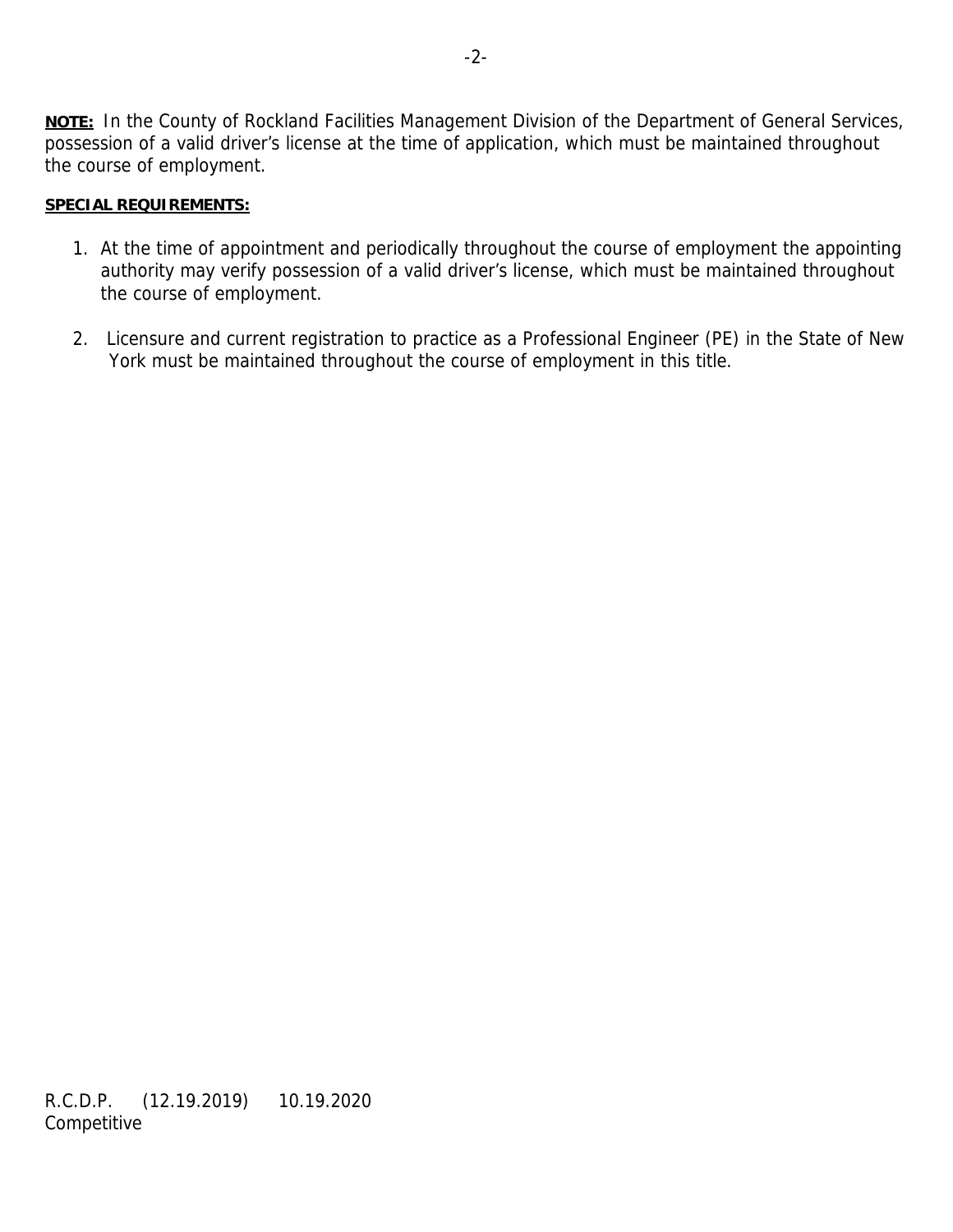**NOTE:** In the County of Rockland Facilities Management Division of the Department of General Services, possession of a valid driver's license at the time of application, which must be maintained throughout the course of employment.

**SPECIAL REQUIREMENTS:**

1. At the time of appointment and periodically throughout the course of employment the appointing authority may verify possession of a valid driver's license, which must be maintained throughout the course of employment.

2. Licensure and current registration to practice as a Professional Engineer (PE) in the State of New York must be maintained throughout the course of employment in this title.

R.C.D.P. (12.19.2019) 10.19.2020
Competitive